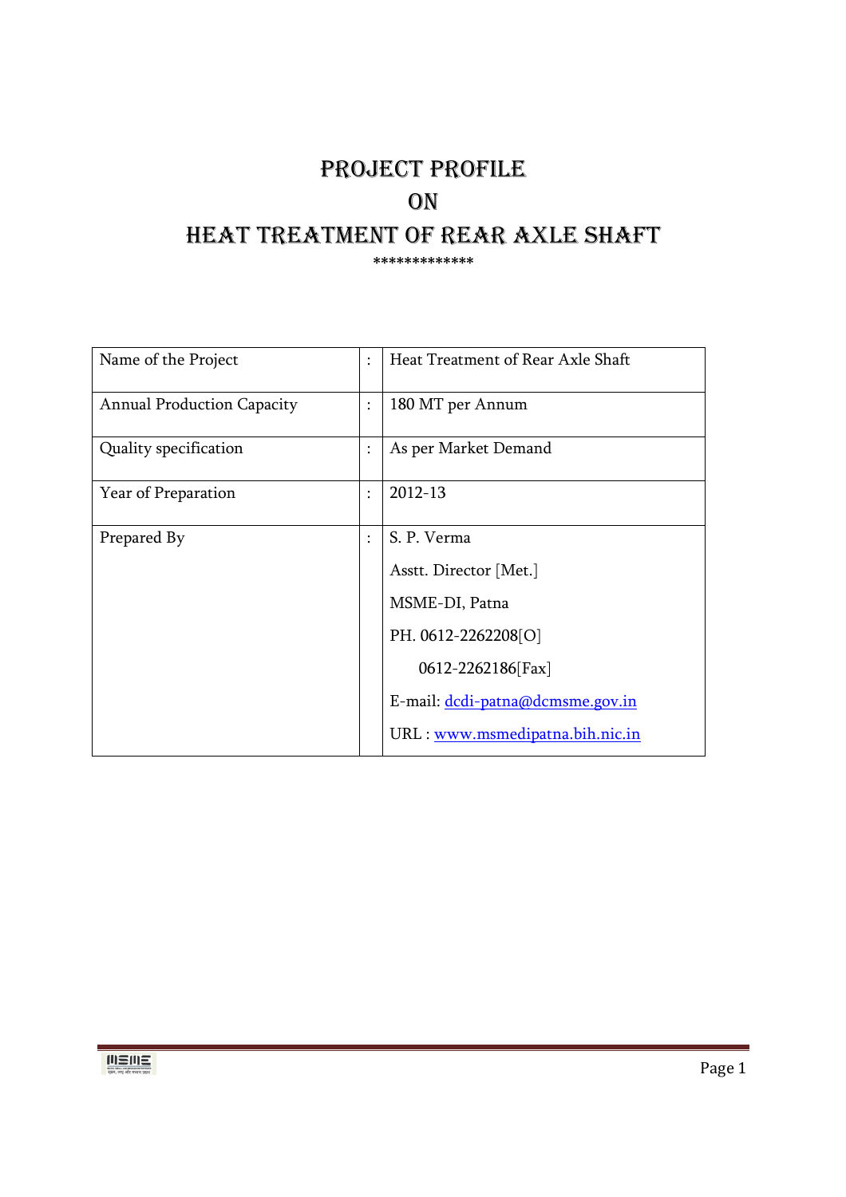# PROJECT PROFILE
# ON
# HEAT TREATMENT OF REAR AXLE SHAFT

*************

| Name of the Project | : | Heat Treatment of Rear Axle Shaft |
|---|---|---|
| Annual Production Capacity | : | 180 MT per Annum |
| Quality specification | : | As per Market Demand |
| Year of Preparation | : | 2012-13 |
| Prepared By | : | S. P. Verma<br>Asstt. Director [Met.]<br>MSME-DI, Patna<br>PH. 0612-2262208[O]<br>0612-2262186[Fax]<br>E-mail: dcdi-patna@dcmsme.gov.in<br>URL : www.msmedipatna.bih.nic.in |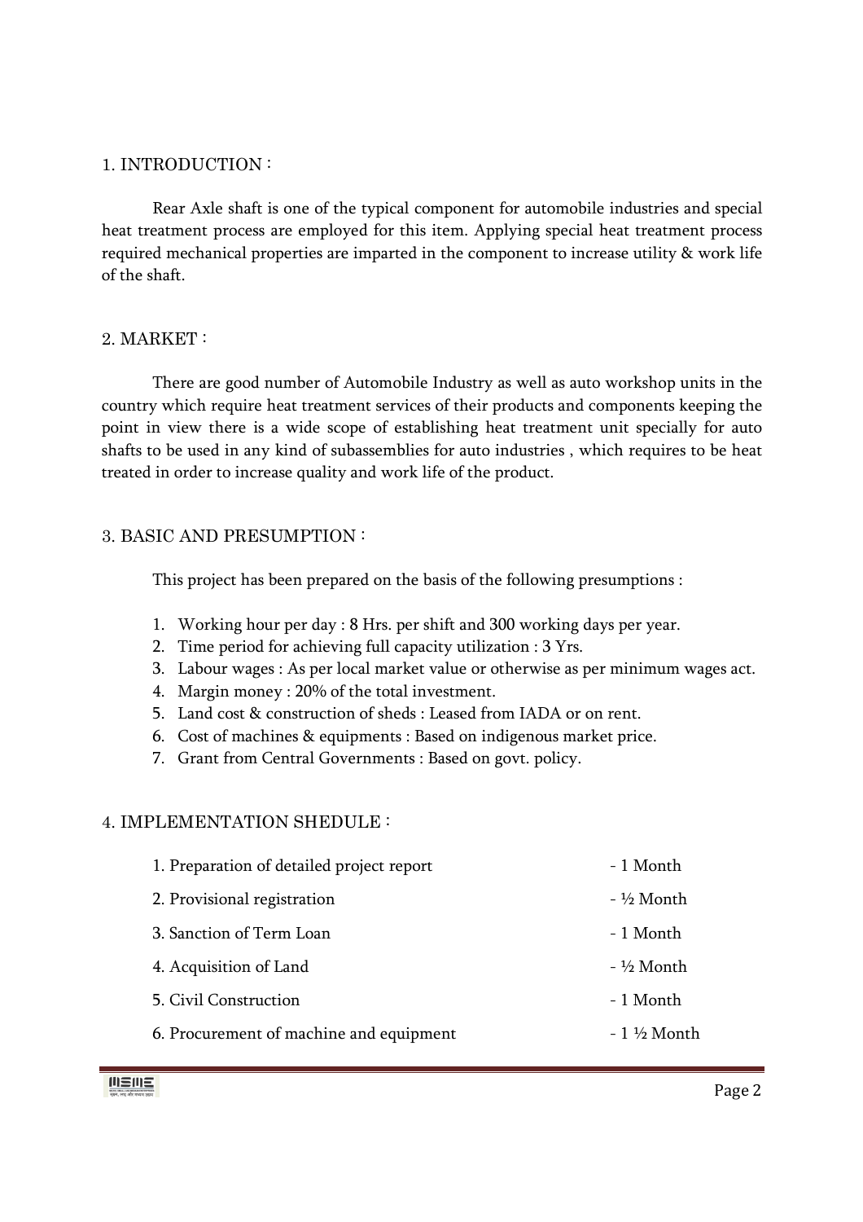## 1. INTRODUCTION :

Rear Axle shaft is one of the typical component for automobile industries and special heat treatment process are employed for this item. Applying special heat treatment process required mechanical properties are imparted in the component to increase utility & work life of the shaft.

## 2. MARKET :

There are good number of Automobile Industry as well as auto workshop units in the country which require heat treatment services of their products and components keeping the point in view there is a wide scope of establishing heat treatment unit specially for auto shafts to be used in any kind of subassemblies for auto industries , which requires to be heat treated in order to increase quality and work life of the product.

## 3. BASIC AND PRESUMPTION :

This project has been prepared on the basis of the following presumptions :

1. Working hour per day : 8 Hrs. per shift and 300 working days per year.
2. Time period for achieving full capacity utilization : 3 Yrs.
3. Labour wages : As per local market value or otherwise as per minimum wages act.
4. Margin money : 20% of the total investment.
5. Land cost & construction of sheds : Leased from IADA or on rent.
6. Cost of machines & equipments : Based on indigenous market price.
7. Grant from Central Governments : Based on govt. policy.

## 4. IMPLEMENTATION SHEDULE :

| | |
|---|---|
| 1. Preparation of detailed project report | - 1 Month |
| 2. Provisional registration | - ½ Month |
| 3. Sanction of Term Loan | - 1 Month |
| 4. Acquisition of Land | - ½ Month |
| 5. Civil Construction | - 1 Month |
| 6. Procurement of machine and equipment | - 1 ½ Month |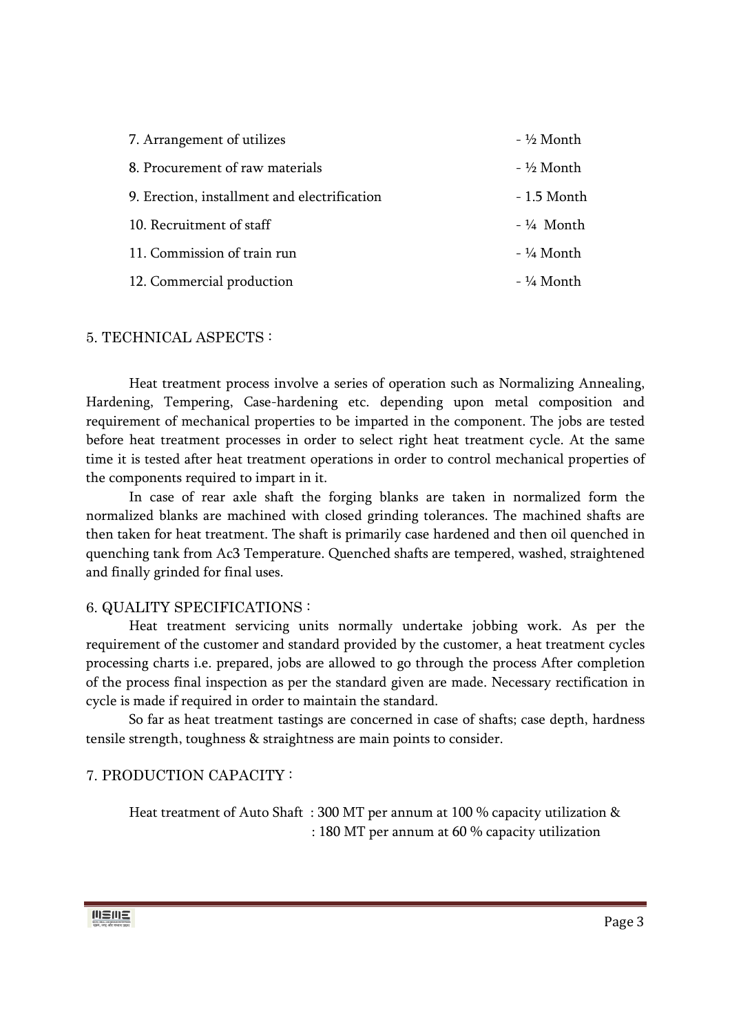| | |
|---|---|
| 7. Arrangement of utilizes | - ½ Month |
| 8. Procurement of raw materials | - ½ Month |
| 9. Erection, installment and electrification | - 1.5 Month |
| 10. Recruitment of staff | - ¼ Month |
| 11. Commission of train run | - ¼ Month |
| 12. Commercial production | - ¼ Month |

## 5. TECHNICAL ASPECTS :

Heat treatment process involve a series of operation such as Normalizing Annealing, Hardening, Tempering, Case-hardening etc. depending upon metal composition and requirement of mechanical properties to be imparted in the component. The jobs are tested before heat treatment processes in order to select right heat treatment cycle. At the same time it is tested after heat treatment operations in order to control mechanical properties of the components required to impart in it.

In case of rear axle shaft the forging blanks are taken in normalized form the normalized blanks are machined with closed grinding tolerances. The machined shafts are then taken for heat treatment. The shaft is primarily case hardened and then oil quenched in quenching tank from Ac3 Temperature. Quenched shafts are tempered, washed, straightened and finally grinded for final uses.

## 6. QUALITY SPECIFICATIONS :

Heat treatment servicing units normally undertake jobbing work. As per the requirement of the customer and standard provided by the customer, a heat treatment cycles processing charts i.e. prepared, jobs are allowed to go through the process After completion of the process final inspection as per the standard given are made. Necessary rectification in cycle is made if required in order to maintain the standard.

So far as heat treatment tastings are concerned in case of shafts; case depth, hardness tensile strength, toughness & straightness are main points to consider.

## 7. PRODUCTION CAPACITY :

Heat treatment of Auto Shaft : 300 MT per annum at 100 % capacity utilization &
: 180 MT per annum at 60 % capacity utilization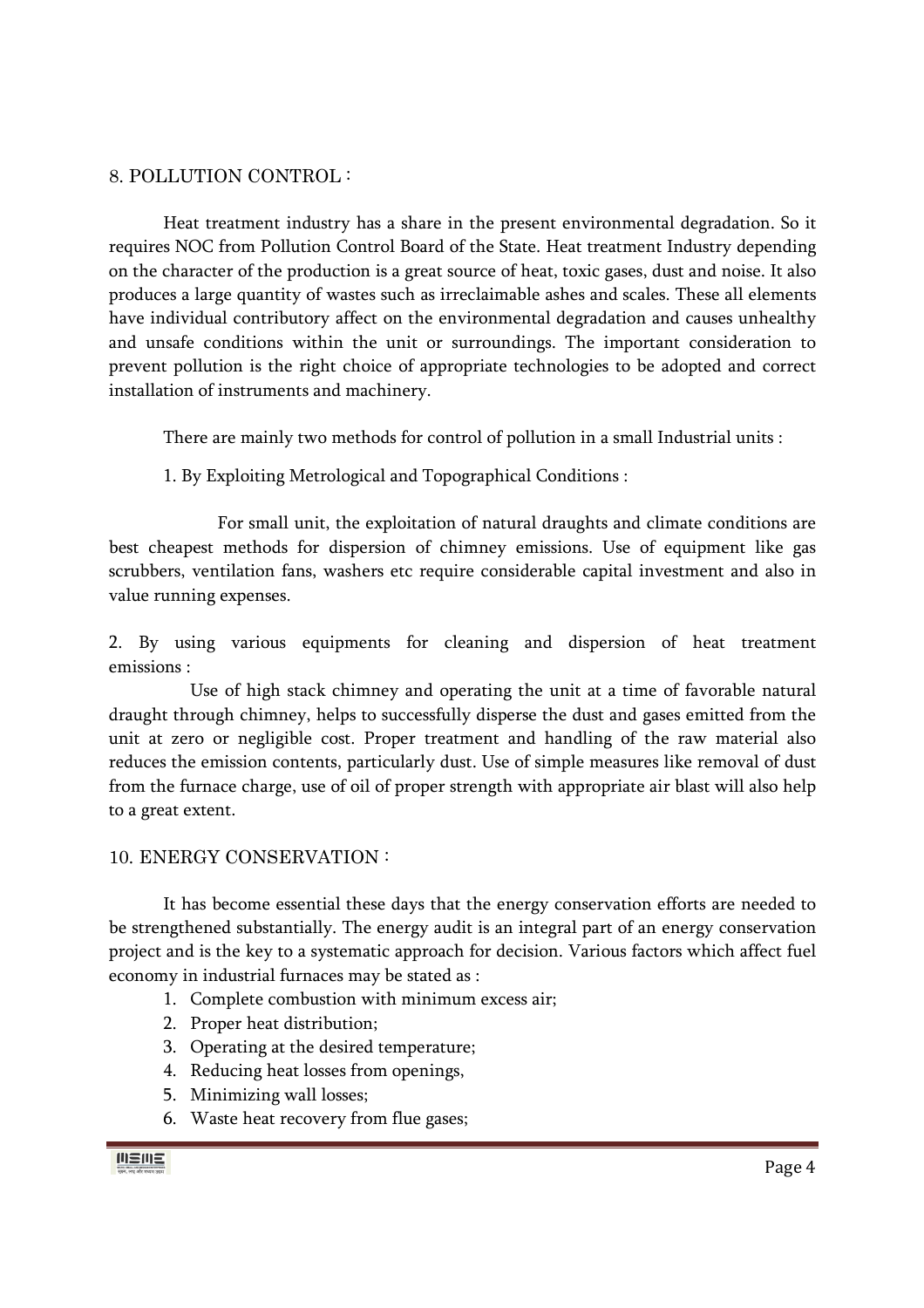## 8. POLLUTION CONTROL :

Heat treatment industry has a share in the present environmental degradation. So it requires NOC from Pollution Control Board of the State. Heat treatment Industry depending on the character of the production is a great source of heat, toxic gases, dust and noise. It also produces a large quantity of wastes such as irreclaimable ashes and scales. These all elements have individual contributory affect on the environmental degradation and causes unhealthy and unsafe conditions within the unit or surroundings. The important consideration to prevent pollution is the right choice of appropriate technologies to be adopted and correct installation of instruments and machinery.

There are mainly two methods for control of pollution in a small Industrial units :

1. By Exploiting Metrological and Topographical Conditions :

For small unit, the exploitation of natural draughts and climate conditions are best cheapest methods for dispersion of chimney emissions. Use of equipment like gas scrubbers, ventilation fans, washers etc require considerable capital investment and also in value running expenses.

2. By using various equipments for cleaning and dispersion of heat treatment emissions :

Use of high stack chimney and operating the unit at a time of favorable natural draught through chimney, helps to successfully disperse the dust and gases emitted from the unit at zero or negligible cost. Proper treatment and handling of the raw material also reduces the emission contents, particularly dust. Use of simple measures like removal of dust from the furnace charge, use of oil of proper strength with appropriate air blast will also help to a great extent.

## 10. ENERGY CONSERVATION :

It has become essential these days that the energy conservation efforts are needed to be strengthened substantially. The energy audit is an integral part of an energy conservation project and is the key to a systematic approach for decision. Various factors which affect fuel economy in industrial furnaces may be stated as :

1. Complete combustion with minimum excess air;
2. Proper heat distribution;
3. Operating at the desired temperature;
4. Reducing heat losses from openings,
5. Minimizing wall losses;
6. Waste heat recovery from flue gases;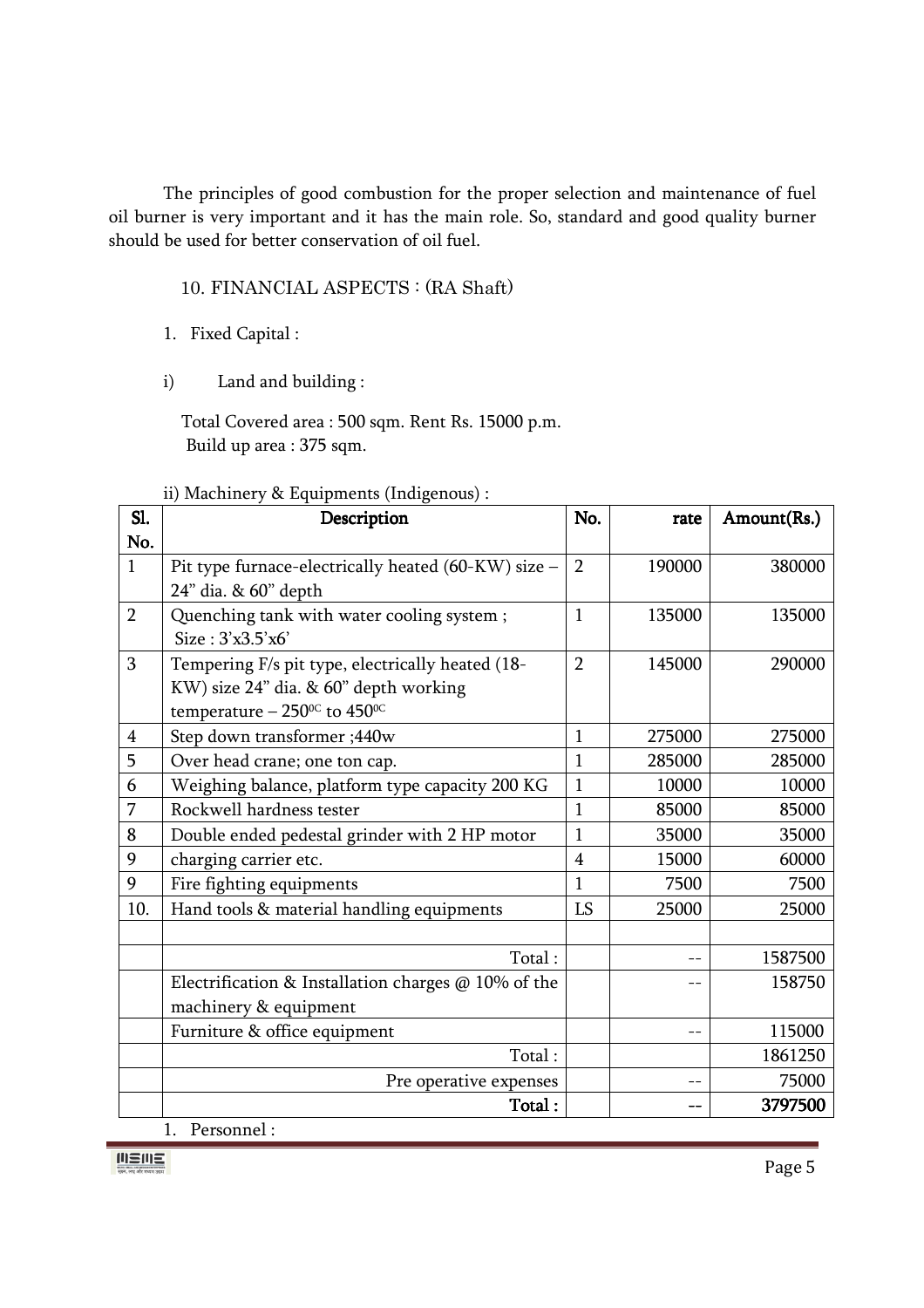The principles of good combustion for the proper selection and maintenance of fuel oil burner is very important and it has the main role. So, standard and good quality burner should be used for better conservation of oil fuel.

## 10. FINANCIAL ASPECTS : (RA Shaft)

1. Fixed Capital :

i) Land and building :

Total Covered area : 500 sqm. Rent Rs. 15000 p.m.
Build up area : 375 sqm.

ii) Machinery & Equipments (Indigenous) :

| Sl. No. | Description | No. | rate | Amount(Rs.) |
|---|---|---|---|---|
| 1 | Pit type furnace-electrically heated (60-KW) size – 24" dia. & 60" depth | 2 | 190000 | 380000 |
| 2 | Quenching tank with water cooling system ; Size : 3'x3.5'x6' | 1 | 135000 | 135000 |
| 3 | Tempering F/s pit type, electrically heated (18-KW) size 24" dia. & 60" depth working temperature – 250$^{0C}$ to 450$^{0C}$ | 2 | 145000 | 290000 |
| 4 | Step down transformer ;440w | 1 | 275000 | 275000 |
| 5 | Over head crane; one ton cap. | 1 | 285000 | 285000 |
| 6 | Weighing balance, platform type capacity 200 KG | 1 | 10000 | 10000 |
| 7 | Rockwell hardness tester | 1 | 85000 | 85000 |
| 8 | Double ended pedestal grinder with 2 HP motor | 1 | 35000 | 35000 |
| 9 | charging carrier etc. | 4 | 15000 | 60000 |
| 9 | Fire fighting equipments | 1 | 7500 | 7500 |
| 10. | Hand tools & material handling equipments | LS | 25000 | 25000 |
| | | | | |
| | Total : | | -- | 1587500 |
| | Electrification & Installation charges @ 10% of the machinery & equipment | | -- | 158750 |
| | Furniture & office equipment | | -- | 115000 |
| | Total : | | | 1861250 |
| | Pre operative expenses | | -- | 75000 |
| | **Total :** | | -- | **3797500** |

1. Personnel :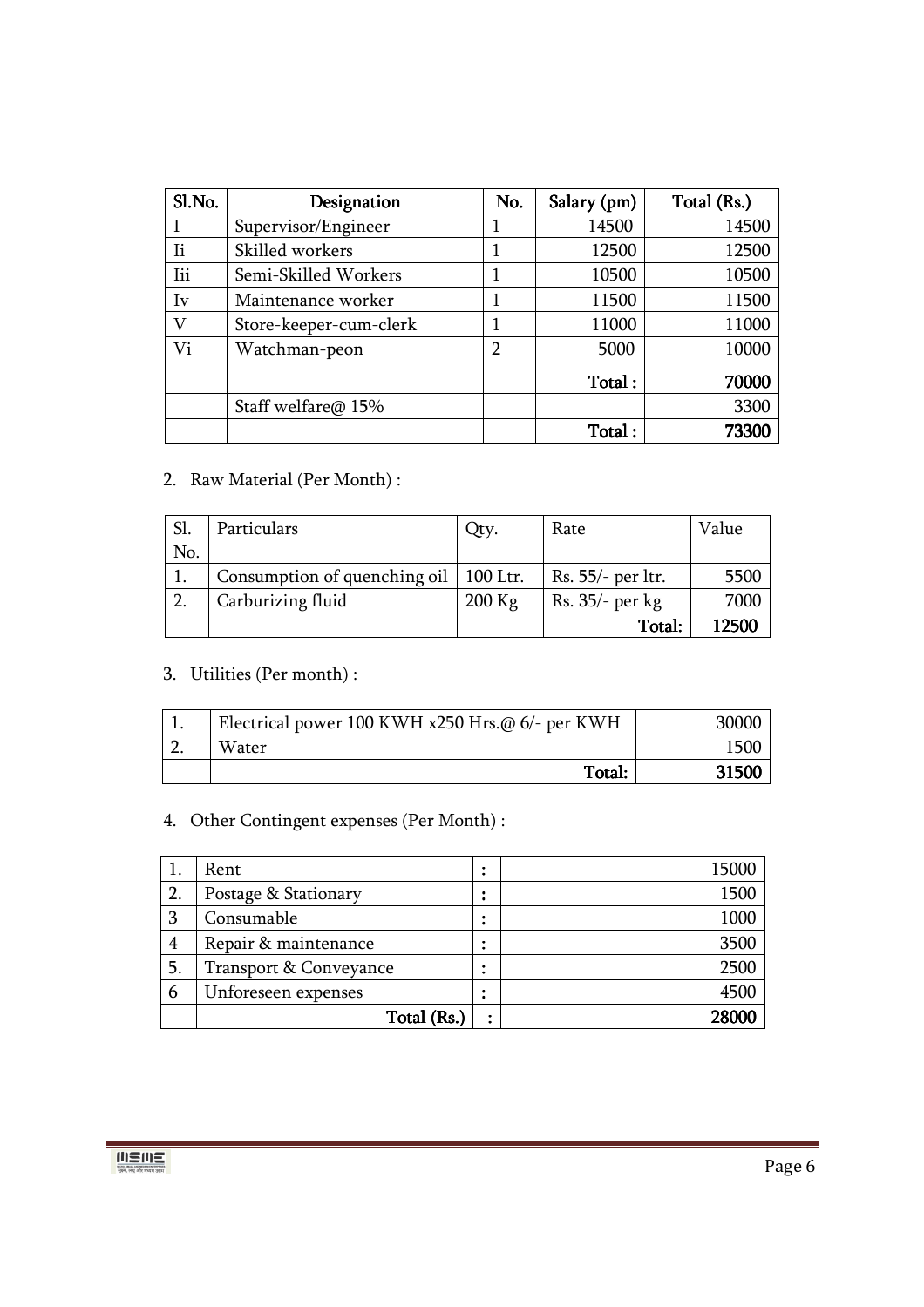| Sl.No. | Designation | No. | Salary (pm) | Total (Rs.) |
|---|---|---|---|---|
| I | Supervisor/Engineer | 1 | 14500 | 14500 |
| Ii | Skilled workers | 1 | 12500 | 12500 |
| Iii | Semi-Skilled Workers | 1 | 10500 | 10500 |
| Iv | Maintenance worker | 1 | 11500 | 11500 |
| V | Store-keeper-cum-clerk | 1 | 11000 | 11000 |
| Vi | Watchman-peon | 2 | 5000 | 10000 |
| | | | **Total :** | **70000** |
| | Staff welfare@ 15% | | | 3300 |
| | | | **Total :** | **73300** |

2. Raw Material (Per Month) :

| Sl. No. | Particulars | Qty. | Rate | Value |
|---|---|---|---|---|
| 1. | Consumption of quenching oil | 100 Ltr. | Rs. 55/- per ltr. | 5500 |
| 2. | Carburizing fluid | 200 Kg | Rs. 35/- per kg | 7000 |
| | | | **Total:** | **12500** |

3. Utilities (Per month) :

| | | |
|---|---|---|
| 1. | Electrical power 100 KWH x250 Hrs.@ 6/- per KWH | 30000 |
| 2. | Water | 1500 |
| | **Total:** | **31500** |

4. Other Contingent expenses (Per Month) :

| | | | |
|---|---|---|---|
| 1. | Rent | : | 15000 |
| 2. | Postage & Stationary | : | 1500 |
| 3 | Consumable | : | 1000 |
| 4 | Repair & maintenance | : | 3500 |
| 5. | Transport & Conveyance | : | 2500 |
| 6 | Unforeseen expenses | : | 4500 |
| | **Total (Rs.)** | : | **28000** |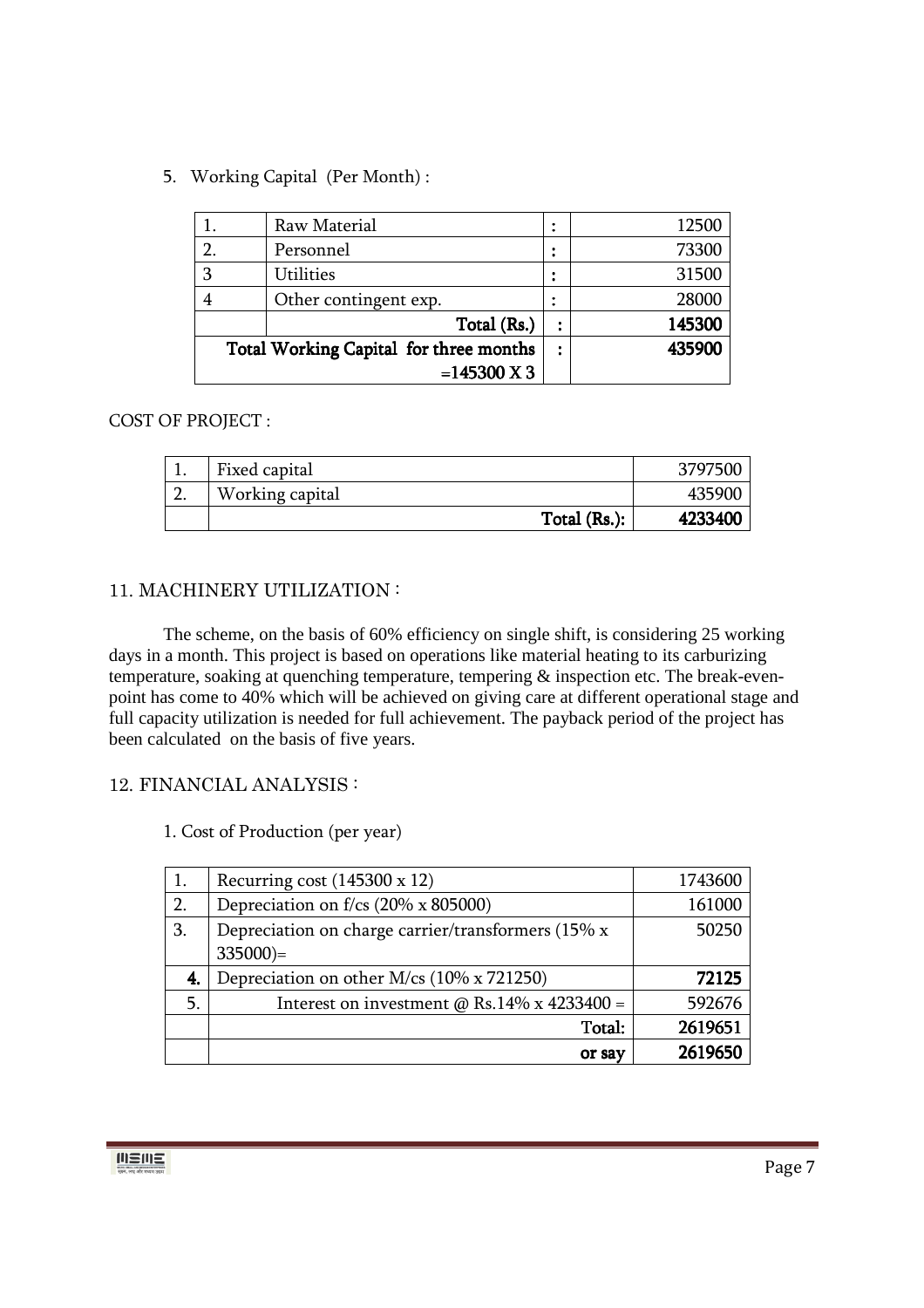5. Working Capital (Per Month) :

| | | | |
|---|---|---|---|
| 1. | Raw Material | : | 12500 |
| 2. | Personnel | : | 73300 |
| 3 | Utilities | : | 31500 |
| 4 | Other contingent exp. | : | 28000 |
| | **Total (Rs.)** | **:** | **145300** |
| **Total Working Capital for three months =145300 X 3** | | **:** | **435900** |

COST OF PROJECT :

| | | |
|---|---|---|
| 1. | Fixed capital | 3797500 |
| 2. | Working capital | 435900 |
| | **Total (Rs.):** | **4233400** |

## 11. MACHINERY UTILIZATION :

The scheme, on the basis of 60% efficiency on single shift, is considering 25 working days in a month. This project is based on operations like material heating to its carburizing temperature, soaking at quenching temperature, tempering & inspection etc. The break-even-point has come to 40% which will be achieved on giving care at different operational stage and full capacity utilization is needed for full achievement. The payback period of the project has been calculated on the basis of five years.

## 12. FINANCIAL ANALYSIS :

1. Cost of Production (per year)

| | | |
|---|---|---|
| 1. | Recurring cost (145300 x 12) | 1743600 |
| 2. | Depreciation on f/cs (20% x 805000) | 161000 |
| 3. | Depreciation on charge carrier/transformers (15% x 335000)= | 50250 |
| **4.** | Depreciation on other M/cs (10% x 721250) | **72125** |
| 5. | Interest on investment @ Rs.14% x 4233400 = | 592676 |
| | **Total:** | **2619651** |
| | **or say** | **2619650** |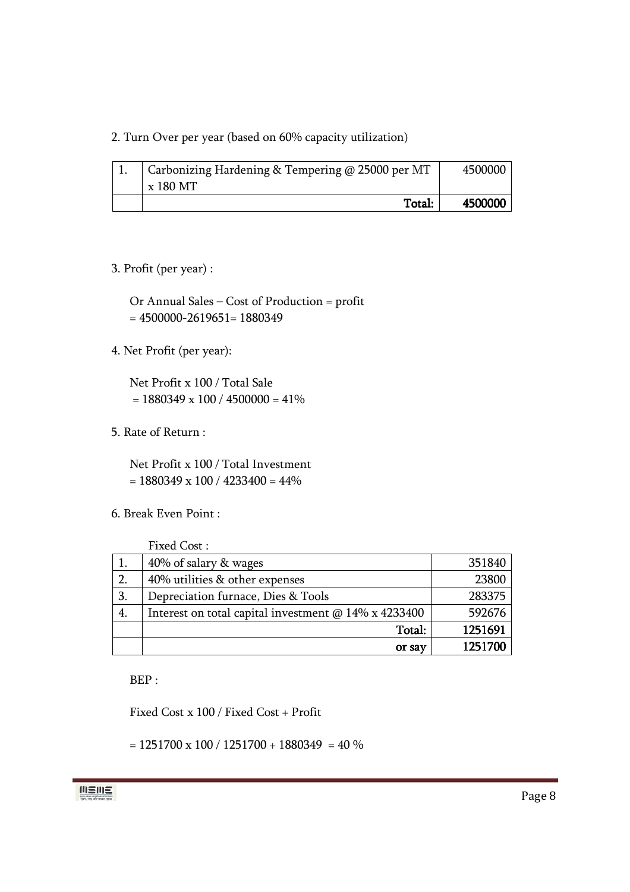2. Turn Over per year (based on 60% capacity utilization)

| | | |
|---|---|---|
| 1. | Carbonizing Hardening & Tempering @ 25000 per MT x 180 MT | 4500000 |
| | **Total:** | **4500000** |

3. Profit (per year) :

Or Annual Sales – Cost of Production = profit
= 4500000-2619651= 1880349

4. Net Profit (per year):

Net Profit x 100 / Total Sale
= 1880349 x 100 / 4500000 = 41%

5. Rate of Return :

Net Profit x 100 / Total Investment
= 1880349 x 100 / 4233400 = 44%

6. Break Even Point :

Fixed Cost :

| | | |
|---|---|---|
| 1. | 40% of salary & wages | 351840 |
| 2. | 40% utilities & other expenses | 23800 |
| 3. | Depreciation furnace, Dies & Tools | 283375 |
| 4. | Interest on total capital investment @ 14% x 4233400 | 592676 |
| | **Total:** | **1251691** |
| | **or say** | **1251700** |

BEP :

Fixed Cost x 100 / Fixed Cost + Profit

= 1251700 x 100 / 1251700 + 1880349 = 40 %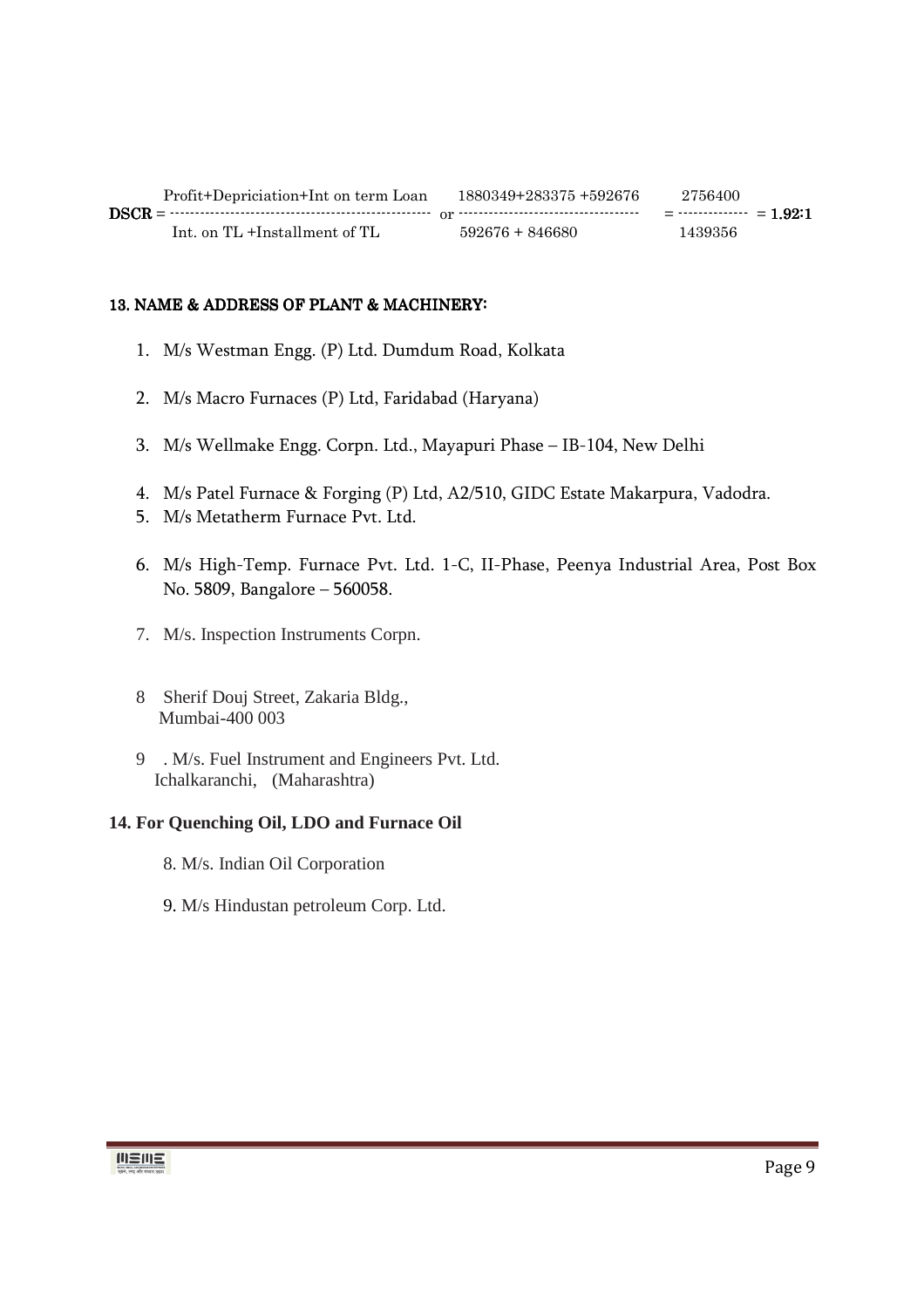$$\text{DSCR} = \frac{\text{Profit+Depriciation+Int on term Loan}}{\text{Int. on TL +Installment of TL}} \text{ or } \frac{1880349+283375+592676}{592676 + 846680} = \frac{2756400}{1439356} = \mathbf{1.92:1}$$

**13. NAME & ADDRESS OF PLANT & MACHINERY:**

1. M/s Westman Engg. (P) Ltd. Dumdum Road, Kolkata
2. M/s Macro Furnaces (P) Ltd, Faridabad (Haryana)
3. M/s Wellmake Engg. Corpn. Ltd., Mayapuri Phase – IB-104, New Delhi
4. M/s Patel Furnace & Forging (P) Ltd, A2/510, GIDC Estate Makarpura, Vadodra.
5. M/s Metatherm Furnace Pvt. Ltd.
6. M/s High-Temp. Furnace Pvt. Ltd. 1-C, II-Phase, Peenya Industrial Area, Post Box No. 5809, Bangalore – 560058.
7. M/s. Inspection Instruments Corpn.
8. Sherif Douj Street, Zakaria Bldg., Mumbai-400 003
9. . M/s. Fuel Instrument and Engineers Pvt. Ltd. Ichalkaranchi, (Maharashtra)

**14. For Quenching Oil, LDO and Furnace Oil**

8. M/s. Indian Oil Corporation
9. M/s Hindustan petroleum Corp. Ltd.